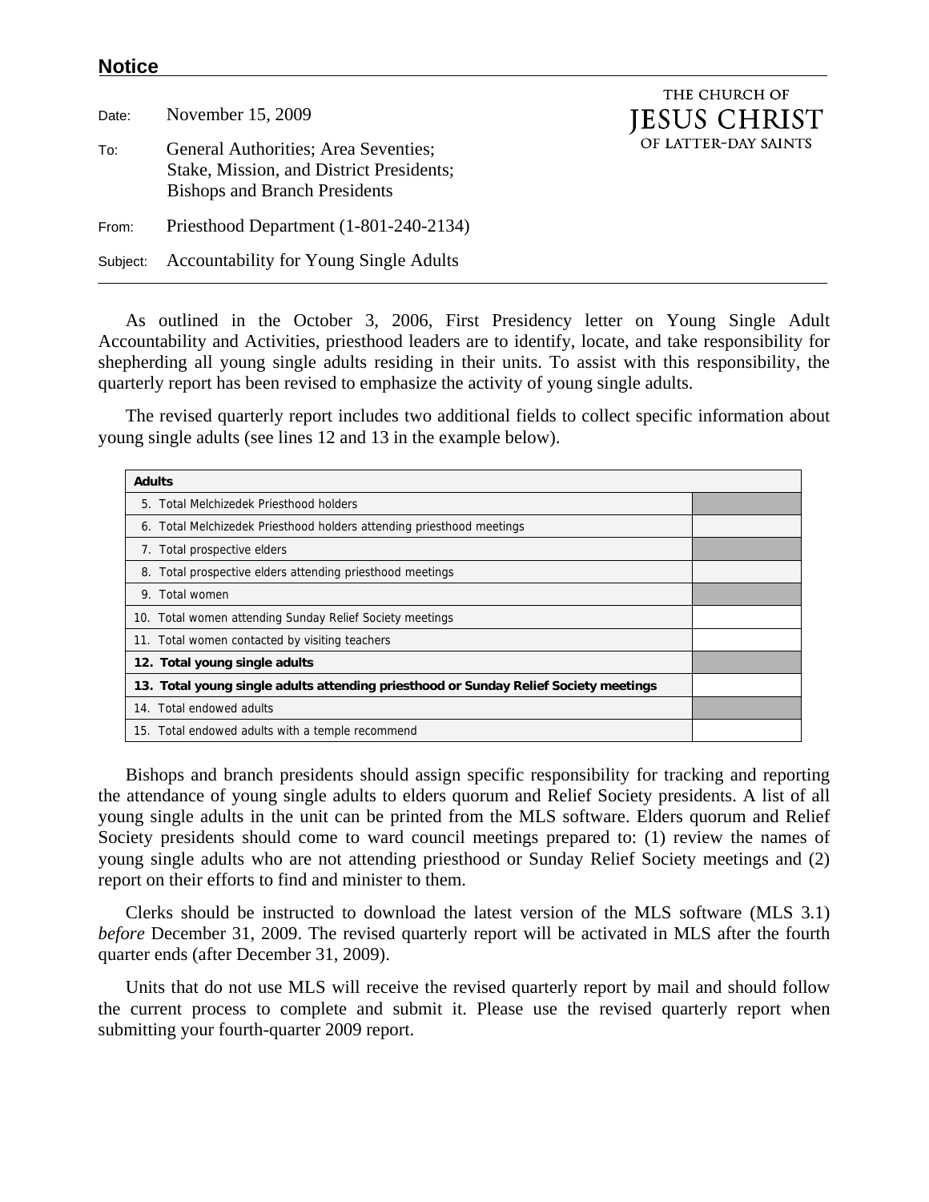## Notice

**THE CHURCH OF JESUS CHRIST OF LATTER-DAY SAINTS**

Date: November 15, 2009

To: General Authorities; Area Seventies; Stake, Mission, and District Presidents; Bishops and Branch Presidents

From: Priesthood Department (1-801-240-2134)

Subject: Accountability for Young Single Adults

---

As outlined in the October 3, 2006, First Presidency letter on Young Single Adult Accountability and Activities, priesthood leaders are to identify, locate, and take responsibility for shepherding all young single adults residing in their units. To assist with this responsibility, the quarterly report has been revised to emphasize the activity of young single adults.

The revised quarterly report includes two additional fields to collect specific information about young single adults (see lines 12 and 13 in the example below).

| **Adults** | |
|---|---|
| 5. Total Melchizedek Priesthood holders | |
| 6. Total Melchizedek Priesthood holders attending priesthood meetings | |
| 7. Total prospective elders | |
| 8. Total prospective elders attending priesthood meetings | |
| 9. Total women | |
| 10. Total women attending Sunday Relief Society meetings | |
| 11. Total women contacted by visiting teachers | |
| **12. Total young single adults** | |
| **13. Total young single adults attending priesthood or Sunday Relief Society meetings** | |
| 14. Total endowed adults | |
| 15. Total endowed adults with a temple recommend | |

Bishops and branch presidents should assign specific responsibility for tracking and reporting the attendance of young single adults to elders quorum and Relief Society presidents. A list of all young single adults in the unit can be printed from the MLS software. Elders quorum and Relief Society presidents should come to ward council meetings prepared to: (1) review the names of young single adults who are not attending priesthood or Sunday Relief Society meetings and (2) report on their efforts to find and minister to them.

Clerks should be instructed to download the latest version of the MLS software (MLS 3.1) *before* December 31, 2009. The revised quarterly report will be activated in MLS after the fourth quarter ends (after December 31, 2009).

Units that do not use MLS will receive the revised quarterly report by mail and should follow the current process to complete and submit it. Please use the revised quarterly report when submitting your fourth-quarter 2009 report.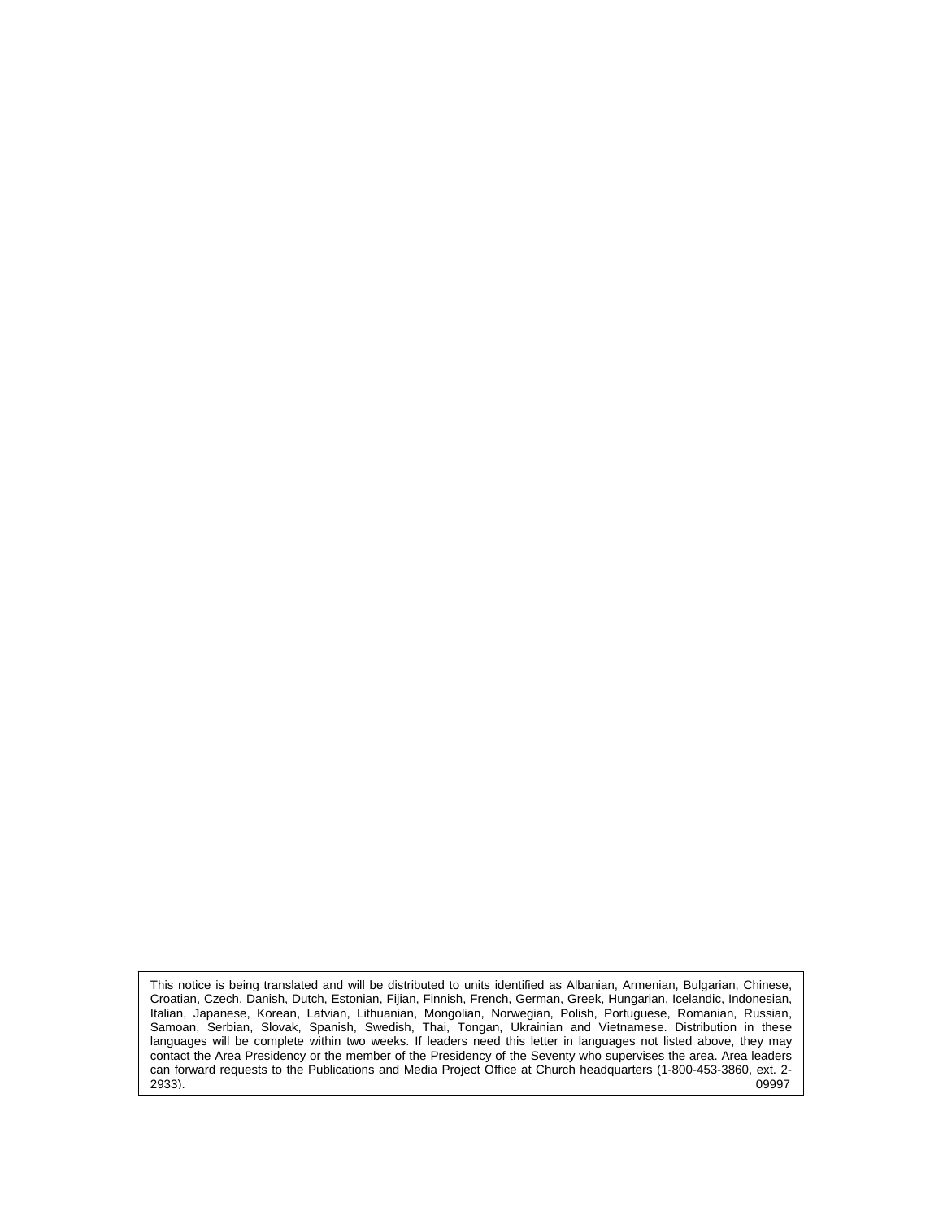This notice is being translated and will be distributed to units identified as Albanian, Armenian, Bulgarian, Chinese, Croatian, Czech, Danish, Dutch, Estonian, Fijian, Finnish, French, German, Greek, Hungarian, Icelandic, Indonesian, Italian, Japanese, Korean, Latvian, Lithuanian, Mongolian, Norwegian, Polish, Portuguese, Romanian, Russian, Samoan, Serbian, Slovak, Spanish, Swedish, Thai, Tongan, Ukrainian and Vietnamese. Distribution in these languages will be complete within two weeks. If leaders need this letter in languages not listed above, they may contact the Area Presidency or the member of the Presidency of the Seventy who supervises the area. Area leaders can forward requests to the Publications and Media Project Office at Church headquarters (1-800-453-3860, ext. 2-2933). 09997